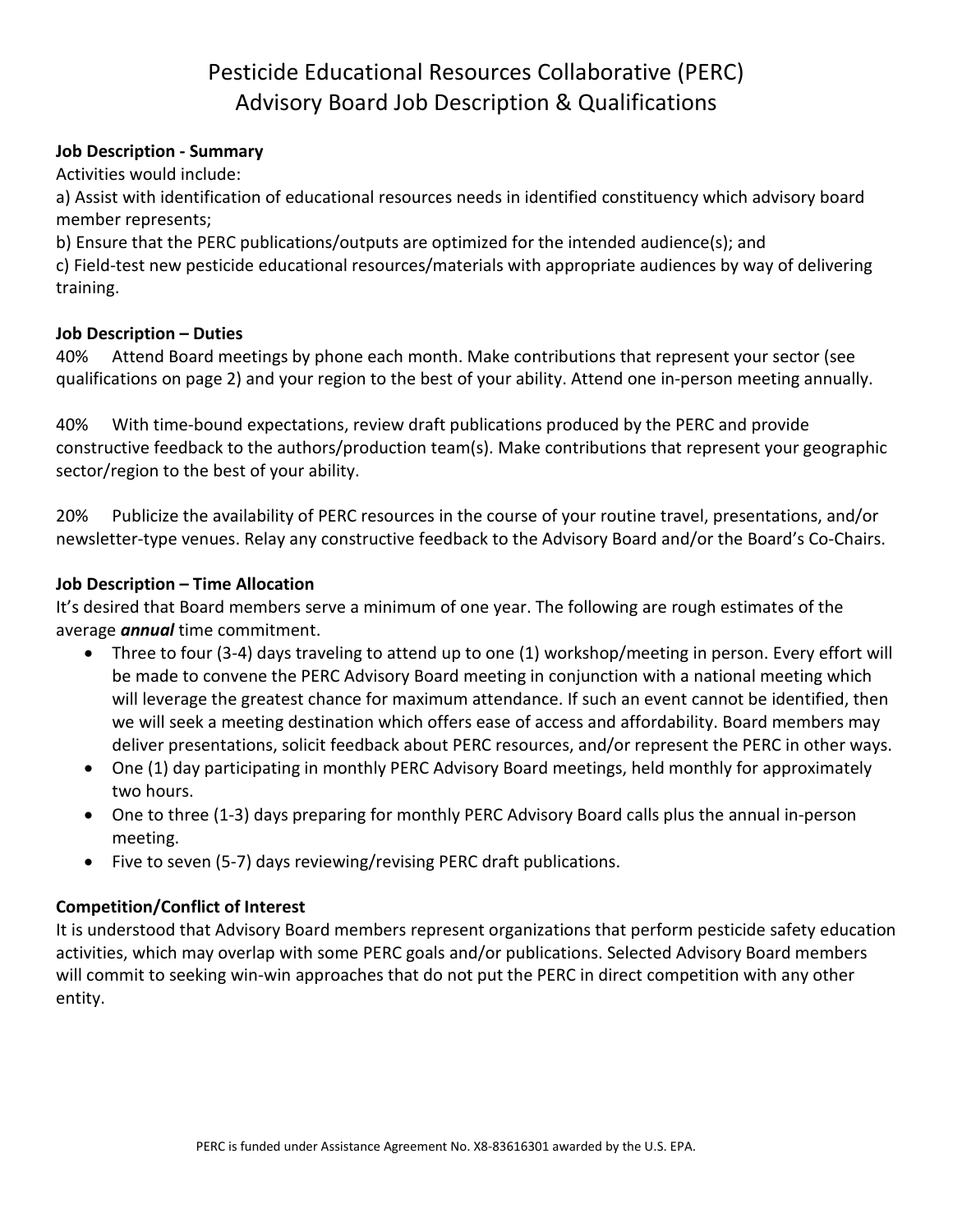# Pesticide Educational Resources Collaborative (PERC)
# Advisory Board Job Description & Qualifications

**Job Description - Summary**

Activities would include:

a) Assist with identification of educational resources needs in identified constituency which advisory board member represents;

b) Ensure that the PERC publications/outputs are optimized for the intended audience(s); and

c) Field-test new pesticide educational resources/materials with appropriate audiences by way of delivering training.

**Job Description – Duties**

40% Attend Board meetings by phone each month. Make contributions that represent your sector (see qualifications on page 2) and your region to the best of your ability. Attend one in-person meeting annually.

40% With time-bound expectations, review draft publications produced by the PERC and provide constructive feedback to the authors/production team(s). Make contributions that represent your geographic sector/region to the best of your ability.

20% Publicize the availability of PERC resources in the course of your routine travel, presentations, and/or newsletter-type venues. Relay any constructive feedback to the Advisory Board and/or the Board's Co-Chairs.

**Job Description – Time Allocation**

It's desired that Board members serve a minimum of one year. The following are rough estimates of the average ***annual*** time commitment.

- Three to four (3-4) days traveling to attend up to one (1) workshop/meeting in person. Every effort will be made to convene the PERC Advisory Board meeting in conjunction with a national meeting which will leverage the greatest chance for maximum attendance. If such an event cannot be identified, then we will seek a meeting destination which offers ease of access and affordability. Board members may deliver presentations, solicit feedback about PERC resources, and/or represent the PERC in other ways.
- One (1) day participating in monthly PERC Advisory Board meetings, held monthly for approximately two hours.
- One to three (1-3) days preparing for monthly PERC Advisory Board calls plus the annual in-person meeting.
- Five to seven (5-7) days reviewing/revising PERC draft publications.

**Competition/Conflict of Interest**

It is understood that Advisory Board members represent organizations that perform pesticide safety education activities, which may overlap with some PERC goals and/or publications. Selected Advisory Board members will commit to seeking win-win approaches that do not put the PERC in direct competition with any other entity.

PERC is funded under Assistance Agreement No. X8-83616301 awarded by the U.S. EPA.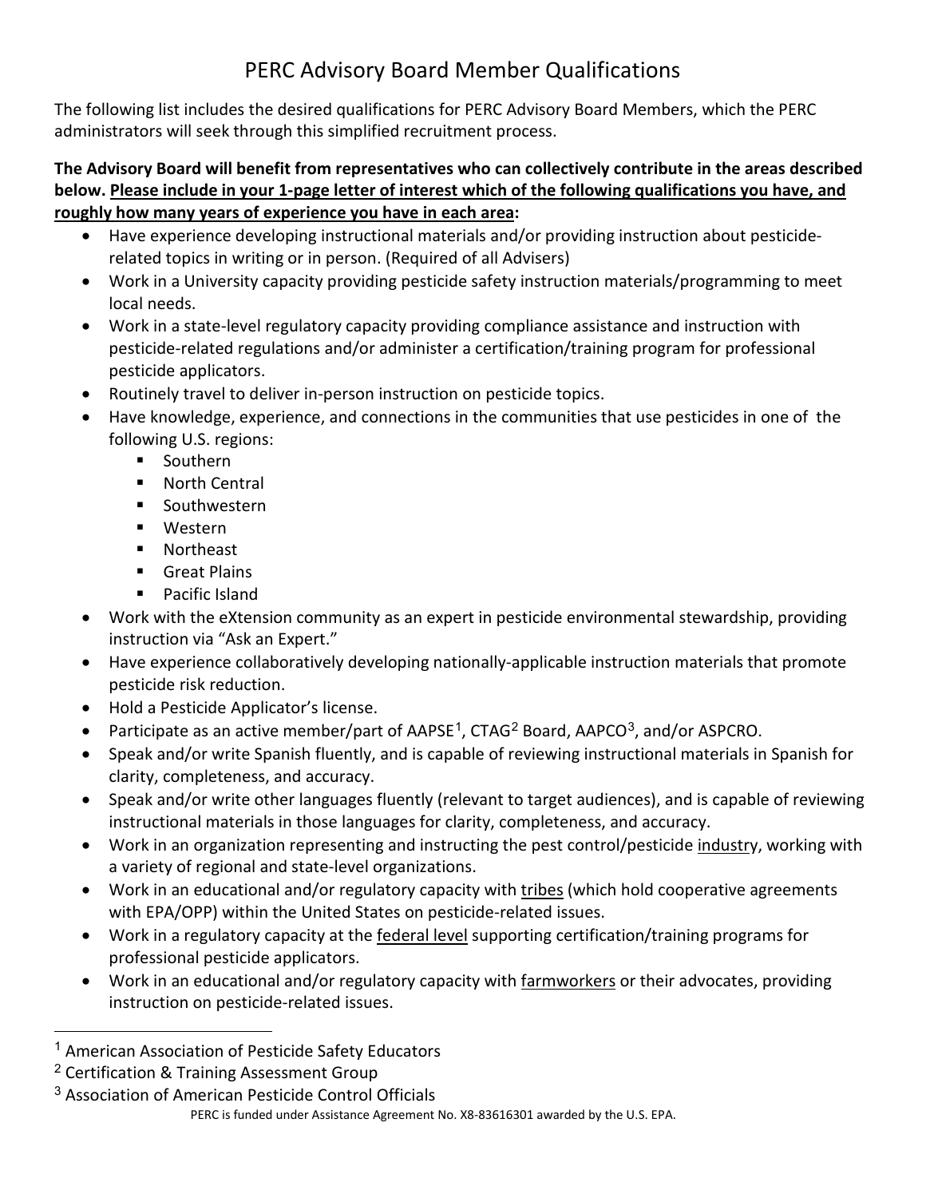# PERC Advisory Board Member Qualifications

The following list includes the desired qualifications for PERC Advisory Board Members, which the PERC administrators will seek through this simplified recruitment process.

**The Advisory Board will benefit from representatives who can collectively contribute in the areas described below. <u>Please include in your 1-page letter of interest which of the following qualifications you have, and roughly how many years of experience you have in each area</u>:**

- Have experience developing instructional materials and/or providing instruction about pesticide-related topics in writing or in person. (Required of all Advisers)
- Work in a University capacity providing pesticide safety instruction materials/programming to meet local needs.
- Work in a state-level regulatory capacity providing compliance assistance and instruction with pesticide-related regulations and/or administer a certification/training program for professional pesticide applicators.
- Routinely travel to deliver in-person instruction on pesticide topics.
- Have knowledge, experience, and connections in the communities that use pesticides in one of the following U.S. regions:
  - Southern
  - North Central
  - Southwestern
  - Western
  - Northeast
  - Great Plains
  - Pacific Island
- Work with the eXtension community as an expert in pesticide environmental stewardship, providing instruction via "Ask an Expert."
- Have experience collaboratively developing nationally-applicable instruction materials that promote pesticide risk reduction.
- Hold a Pesticide Applicator's license.
- Participate as an active member/part of AAPSE[1], CTAG[2] Board, AAPCO[3], and/or ASPCRO.
- Speak and/or write Spanish fluently, and is capable of reviewing instructional materials in Spanish for clarity, completeness, and accuracy.
- Speak and/or write other languages fluently (relevant to target audiences), and is capable of reviewing instructional materials in those languages for clarity, completeness, and accuracy.
- Work in an organization representing and instructing the pest control/pesticide <u>industry</u>, working with a variety of regional and state-level organizations.
- Work in an educational and/or regulatory capacity with <u>tribes</u> (which hold cooperative agreements with EPA/OPP) within the United States on pesticide-related issues.
- Work in a regulatory capacity at the <u>federal level</u> supporting certification/training programs for professional pesticide applicators.
- Work in an educational and/or regulatory capacity with <u>farmworkers</u> or their advocates, providing instruction on pesticide-related issues.

---

[1] American Association of Pesticide Safety Educators

[2] Certification & Training Assessment Group

[3] Association of American Pesticide Control Officials

PERC is funded under Assistance Agreement No. X8-83616301 awarded by the U.S. EPA.